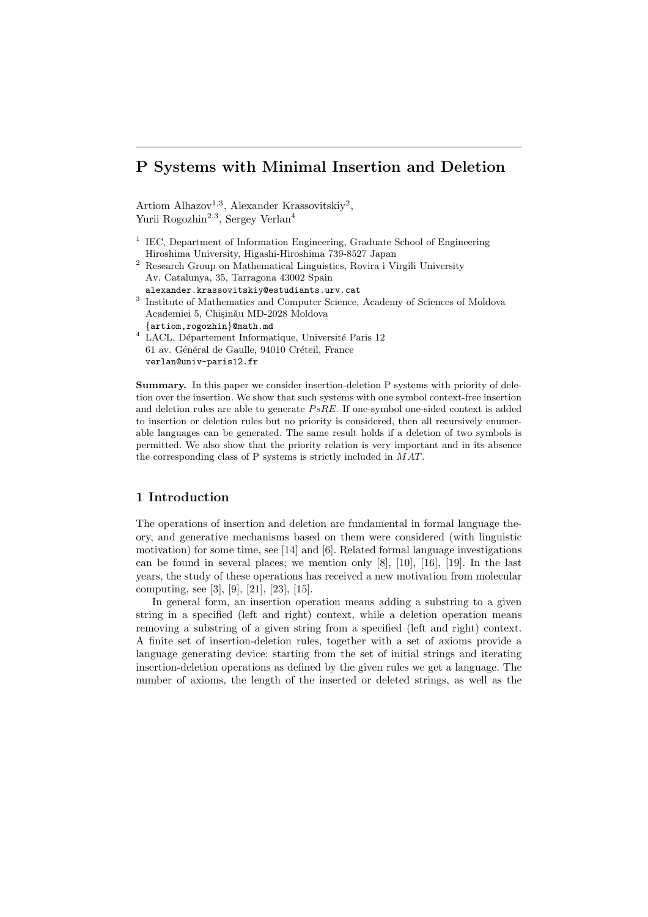# P Systems with Minimal Insertion and Deletion

Artiom Alhazov[1,3], Alexander Krassovitskiy[2], Yurii Rogozhin[2,3], Sergey Verlan[4]

[1] IEC, Department of Information Engineering, Graduate School of Engineering Hiroshima University, Higashi-Hiroshima 739-8527 Japan

[2] Research Group on Mathematical Linguistics, Rovira i Virgili University Av. Catalunya, 35, Tarragona 43002 Spain
alexander.krassovitskiy@estudiants.urv.cat

[3] Institute of Mathematics and Computer Science, Academy of Sciences of Moldova Academiei 5, Chişinău MD-2028 Moldova
{artiom,rogozhin}@math.md

[4] LACL, Département Informatique, Université Paris 12
61 av. Général de Gaulle, 94010 Créteil, France
verlan@univ-paris12.fr

**Summary.** In this paper we consider insertion-deletion P systems with priority of deletion over the insertion. We show that such systems with one symbol context-free insertion and deletion rules are able to generate $PsRE$. If one-symbol one-sided context is added to insertion or deletion rules but no priority is considered, then all recursively enumerable languages can be generated. The same result holds if a deletion of two symbols is permitted. We also show that the priority relation is very important and in its absence the corresponding class of P systems is strictly included in $MAT$.

## 1 Introduction

The operations of insertion and deletion are fundamental in formal language theory, and generative mechanisms based on them were considered (with linguistic motivation) for some time, see [14] and [6]. Related formal language investigations can be found in several places; we mention only [8], [10], [16], [19]. In the last years, the study of these operations has received a new motivation from molecular computing, see [3], [9], [21], [23], [15].

In general form, an insertion operation means adding a substring to a given string in a specified (left and right) context, while a deletion operation means removing a substring of a given string from a specified (left and right) context. A finite set of insertion-deletion rules, together with a set of axioms provide a language generating device: starting from the set of initial strings and iterating insertion-deletion operations as defined by the given rules we get a language. The number of axioms, the length of the inserted or deleted strings, as well as the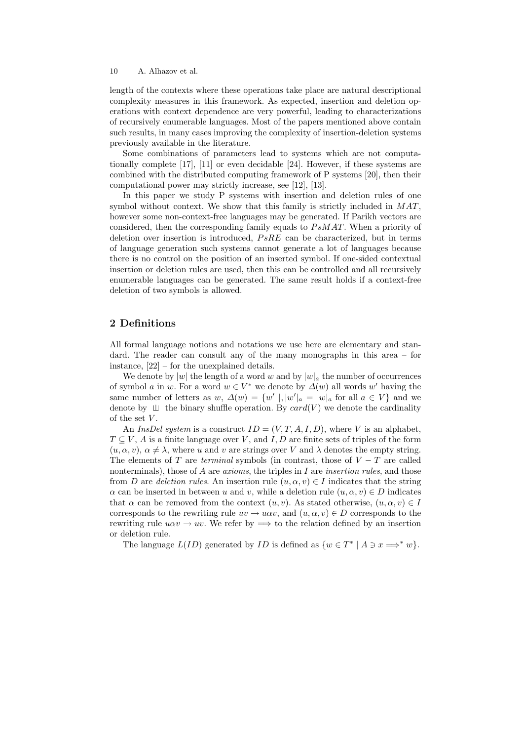length of the contexts where these operations take place are natural descriptional complexity measures in this framework. As expected, insertion and deletion operations with context dependence are very powerful, leading to characterizations of recursively enumerable languages. Most of the papers mentioned above contain such results, in many cases improving the complexity of insertion-deletion systems previously available in the literature.

Some combinations of parameters lead to systems which are not computationally complete [17], [11] or even decidable [24]. However, if these systems are combined with the distributed computing framework of P systems [20], then their computational power may strictly increase, see [12], [13].

In this paper we study P systems with insertion and deletion rules of one symbol without context. We show that this family is strictly included in $MAT$, however some non-context-free languages may be generated. If Parikh vectors are considered, then the corresponding family equals to $PsMAT$. When a priority of deletion over insertion is introduced, $PsRE$ can be characterized, but in terms of language generation such systems cannot generate a lot of languages because there is no control on the position of an inserted symbol. If one-sided contextual insertion or deletion rules are used, then this can be controlled and all recursively enumerable languages can be generated. The same result holds if a context-free deletion of two symbols is allowed.

## 2 Definitions

All formal language notions and notations we use here are elementary and standard. The reader can consult any of the many monographs in this area – for instance, [22] – for the unexplained details.

We denote by $|w|$ the length of a word $w$ and by $|w|_a$ the number of occurrences of symbol $a$ in $w$. For a word $w \in V^*$ we denote by $\Delta(w)$ all words $w'$ having the same number of letters as $w$, $\Delta(w) = \{w' \mid, |w'|_a = |w|_a \text{ for all } a \in V\}$ and we denote by $⧢$ the binary shuffle operation. By $card(V)$ we denote the cardinality of the set $V$.

An *InsDel system* is a construct $ID = (V, T, A, I, D)$, where $V$ is an alphabet, $T \subseteq V$, $A$ is a finite language over $V$, and $I, D$ are finite sets of triples of the form $(u, \alpha, v)$, $\alpha \neq \lambda$, where $u$ and $v$ are strings over $V$ and $\lambda$ denotes the empty string. The elements of $T$ are *terminal* symbols (in contrast, those of $V - T$ are called nonterminals), those of $A$ are *axioms*, the triples in $I$ are *insertion rules*, and those from $D$ are *deletion rules*. An insertion rule $(u, \alpha, v) \in I$ indicates that the string $\alpha$ can be inserted in between $u$ and $v$, while a deletion rule $(u, \alpha, v) \in D$ indicates that $\alpha$ can be removed from the context $(u, v)$. As stated otherwise, $(u, \alpha, v) \in I$ corresponds to the rewriting rule $uv \to u\alpha v$, and $(u, \alpha, v) \in D$ corresponds to the rewriting rule $u\alpha v \to uv$. We refer by $\Longrightarrow$ to the relation defined by an insertion or deletion rule.

The language $L(ID)$ generated by $ID$ is defined as $\{w \in T^* \mid A \ni x \Longrightarrow^* w\}$.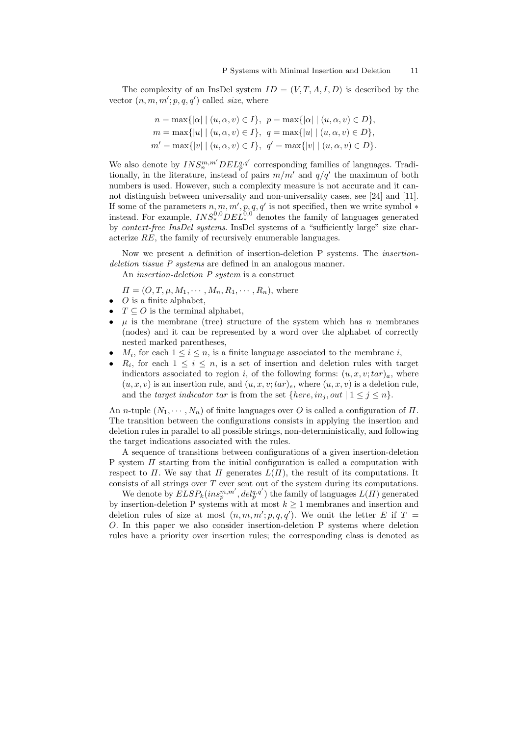The complexity of an InsDel system $ID = (V, T, A, I, D)$ is described by the vector $(n, m, m'; p, q, q')$ called *size*, where

$$
\begin{aligned}
n &= \max\{|\alpha| \mid (u, \alpha, v) \in I\}, \;\; p = \max\{|\alpha| \mid (u, \alpha, v) \in D\}, \\
m &= \max\{|u| \mid (u, \alpha, v) \in I\}, \;\; q = \max\{|u| \mid (u, \alpha, v) \in D\}, \\
m' &= \max\{|v| \mid (u, \alpha, v) \in I\}, \;\; q' = \max\{|v| \mid (u, \alpha, v) \in D\}.
\end{aligned}
$$

We also denote by $INS_n^{m,m'}DEL_p^{q,q'}$ corresponding families of languages. Traditionally, in the literature, instead of pairs $m/m'$ and $q/q'$ the maximum of both numbers is used. However, such a complexity measure is not accurate and it cannot distinguish between universality and non-universality cases, see [24] and [11]. If some of the parameters $n, m, m', p, q, q'$ is not specified, then we write symbol $*$ instead. For example, $INS_*^{0,0}DEL_*^{0,0}$ denotes the family of languages generated by *context-free InsDel systems*. InsDel systems of a "sufficiently large" size characterize $RE$, the family of recursively enumerable languages.

Now we present a definition of insertion-deletion P systems. The *insertion-deletion tissue P systems* are defined in an analogous manner.

An *insertion-deletion P system* is a construct

$\Pi = (O, T, \mu, M_1, \cdots, M_n, R_1, \cdots, R_n)$, where

- $O$ is a finite alphabet,
- $T \subseteq O$ is the terminal alphabet,
- $\mu$ is the membrane (tree) structure of the system which has $n$ membranes (nodes) and it can be represented by a word over the alphabet of correctly nested marked parentheses,
- $M_i$, for each $1 \leq i \leq n$, is a finite language associated to the membrane $i$,
- $R_i$, for each $1 \leq i \leq n$, is a set of insertion and deletion rules with target indicators associated to region $i$, of the following forms: $(u, x, v; tar)_a$, where $(u, x, v)$ is an insertion rule, and $(u, x, v; tar)_e$, where $(u, x, v)$ is a deletion rule, and the *target indicator* $tar$ is from the set $\{here, in_j, out \mid 1 \leq j \leq n\}$.

An $n$-tuple $(N_1, \cdots, N_n)$ of finite languages over $O$ is called a configuration of $\Pi$. The transition between the configurations consists in applying the insertion and deletion rules in parallel to all possible strings, non-deterministically, and following the target indications associated with the rules.

A sequence of transitions between configurations of a given insertion-deletion P system $\Pi$ starting from the initial configuration is called a computation with respect to $\Pi$. We say that $\Pi$ generates $L(\Pi)$, the result of its computations. It consists of all strings over $T$ ever sent out of the system during its computations.

We denote by $ELSP_k(ins_p^{m,m'}, del_p^{q,q'})$ the family of languages $L(\Pi)$ generated by insertion-deletion P systems with at most $k \geq 1$ membranes and insertion and deletion rules of size at most $(n, m, m'; p, q, q')$. We omit the letter $E$ if $T = O$. In this paper we also consider insertion-deletion P systems where deletion rules have a priority over insertion rules; the corresponding class is denoted as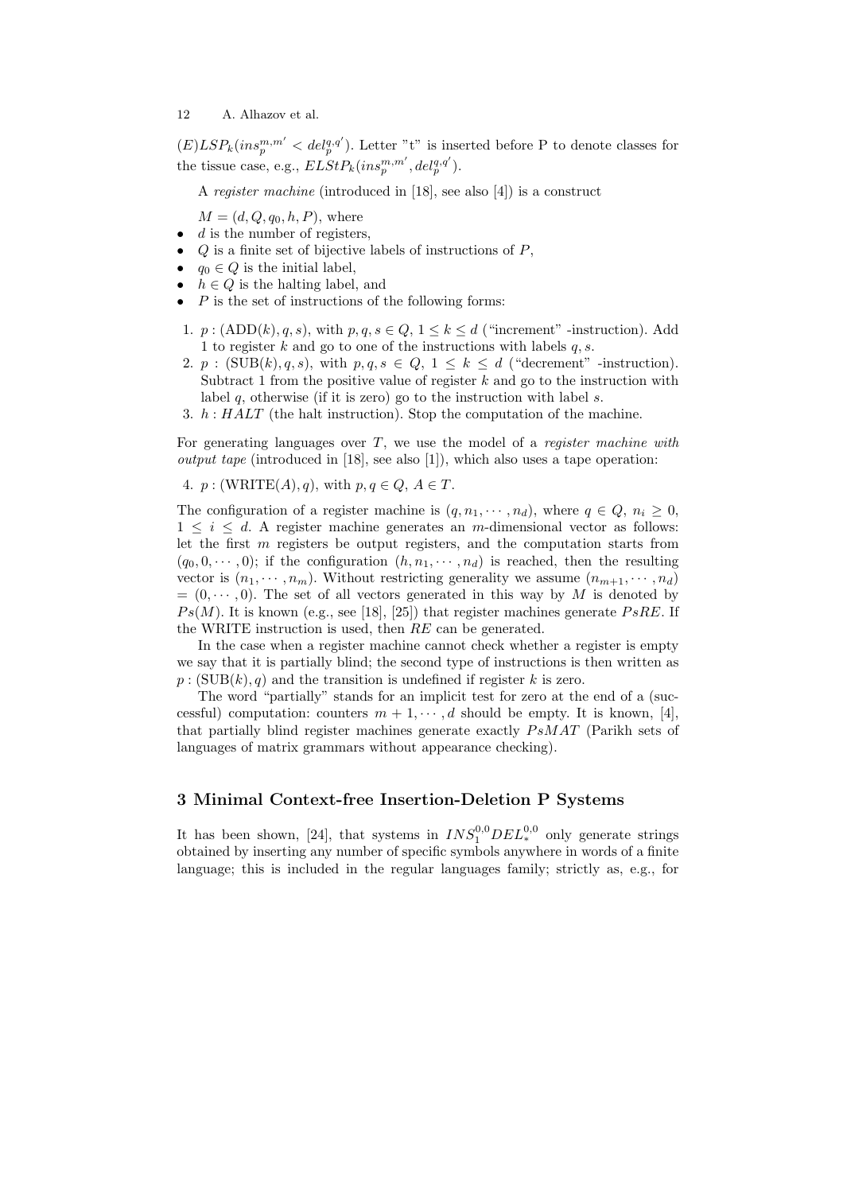$(E)LSP_k(ins_p^{m,m'} < del_p^{q,q'})$. Letter "t" is inserted before P to denote classes for the tissue case, e.g., $ELStP_k(ins_p^{m,m'}, del_p^{q,q'})$.

A *register machine* (introduced in [18], see also [4]) is a construct

$M = (d, Q, q_0, h, P)$, where
- $d$ is the number of registers,
- $Q$ is a finite set of bijective labels of instructions of $P$,
- $q_0 \in Q$ is the initial label,
- $h \in Q$ is the halting label, and
- $P$ is the set of instructions of the following forms:

1. $p : (\mathrm{ADD}(k), q, s)$, with $p, q, s \in Q$, $1 \leq k \leq d$ ("increment" -instruction). Add 1 to register $k$ and go to one of the instructions with labels $q, s$.
2. $p : (\mathrm{SUB}(k), q, s)$, with $p, q, s \in Q$, $1 \leq k \leq d$ ("decrement" -instruction). Subtract 1 from the positive value of register $k$ and go to the instruction with label $q$, otherwise (if it is zero) go to the instruction with label $s$.
3. $h : HALT$ (the halt instruction). Stop the computation of the machine.

For generating languages over $T$, we use the model of a *register machine with output tape* (introduced in [18], see also [1]), which also uses a tape operation:

4. $p : (\mathrm{WRITE}(A), q)$, with $p, q \in Q$, $A \in T$.

The configuration of a register machine is $(q, n_1, \cdots, n_d)$, where $q \in Q$, $n_i \geq 0$, $1 \leq i \leq d$. A register machine generates an $m$-dimensional vector as follows: let the first $m$ registers be output registers, and the computation starts from $(q_0, 0, \cdots, 0)$; if the configuration $(h, n_1, \cdots, n_d)$ is reached, then the resulting vector is $(n_1, \cdots, n_m)$. Without restricting generality we assume $(n_{m+1}, \cdots, n_d) = (0, \cdots, 0)$. The set of all vectors generated in this way by $M$ is denoted by $Ps(M)$. It is known (e.g., see [18], [25]) that register machines generate $PsRE$. If the WRITE instruction is used, then $RE$ can be generated.

In the case when a register machine cannot check whether a register is empty we say that it is partially blind; the second type of instructions is then written as $p : (\mathrm{SUB}(k), q)$ and the transition is undefined if register $k$ is zero.

The word "partially" stands for an implicit test for zero at the end of a (successful) computation: counters $m + 1, \cdots, d$ should be empty. It is known, [4], that partially blind register machines generate exactly $PsMAT$ (Parikh sets of languages of matrix grammars without appearance checking).

## 3 Minimal Context-free Insertion-Deletion P Systems

It has been shown, [24], that systems in $INS_1^{0,0}DEL_*^{0,0}$ only generate strings obtained by inserting any number of specific symbols anywhere in words of a finite language; this is included in the regular languages family; strictly as, e.g., for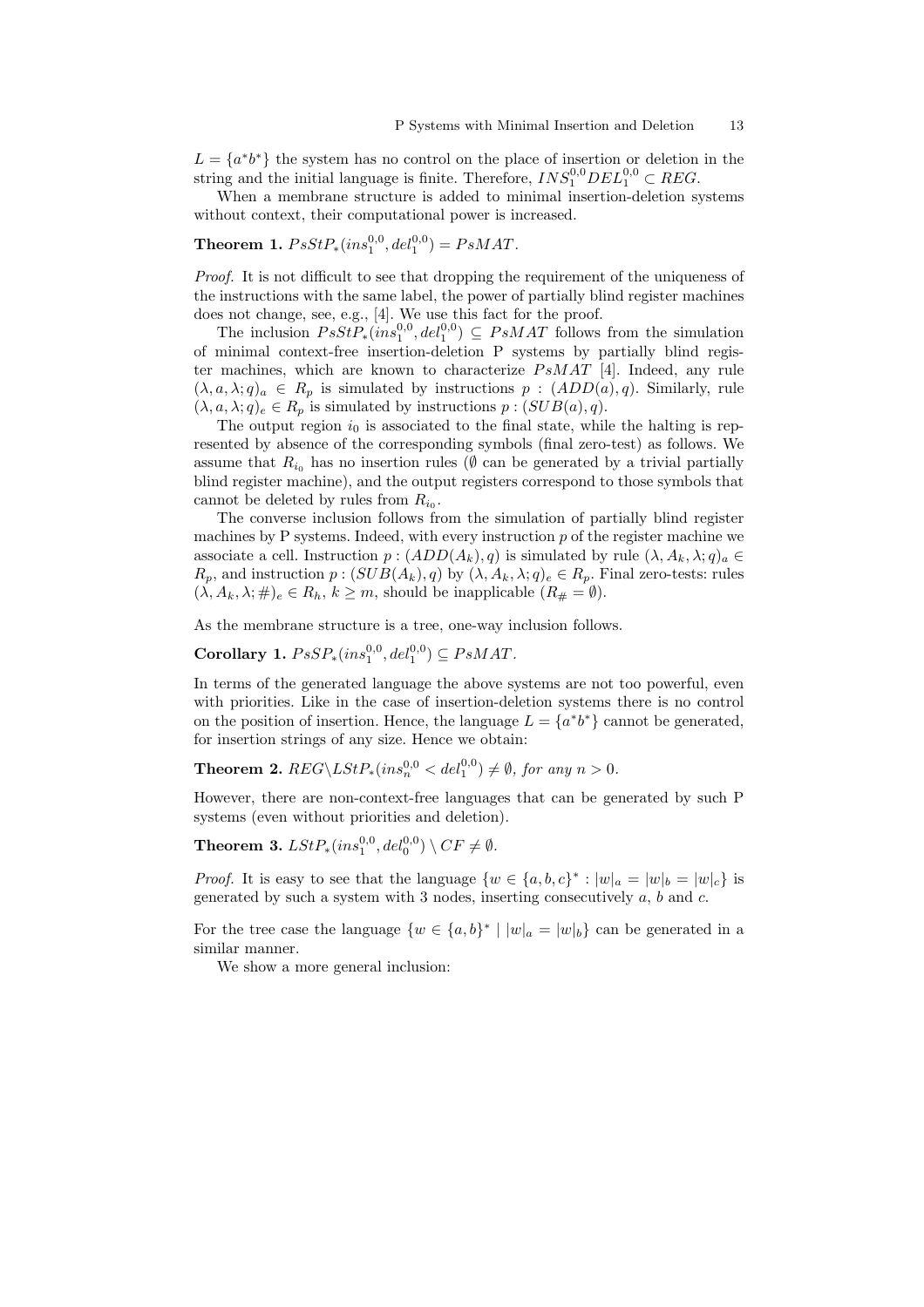$L = \{a^*b^*\}$ the system has no control on the place of insertion or deletion in the string and the initial language is finite. Therefore, $INS_1^{0,0}DEL_1^{0,0} \subset REG$.

When a membrane structure is added to minimal insertion-deletion systems without context, their computational power is increased.

**Theorem 1.** $PsStP_*(ins_1^{0,0}, del_1^{0,0}) = PsMAT$.

*Proof.* It is not difficult to see that dropping the requirement of the uniqueness of the instructions with the same label, the power of partially blind register machines does not change, see, e.g., [4]. We use this fact for the proof.

The inclusion $PsStP_*(ins_1^{0,0}, del_1^{0,0}) \subseteq PsMAT$ follows from the simulation of minimal context-free insertion-deletion P systems by partially blind register machines, which are known to characterize $PsMAT$ [4]. Indeed, any rule $(\lambda, a, \lambda; q)_a \in R_p$ is simulated by instructions $p : (ADD(a), q)$. Similarly, rule $(\lambda, a, \lambda; q)_e \in R_p$ is simulated by instructions $p : (SUB(a), q)$.

The output region $i_0$ is associated to the final state, while the halting is represented by absence of the corresponding symbols (final zero-test) as follows. We assume that $R_{i_0}$ has no insertion rules ($\emptyset$ can be generated by a trivial partially blind register machine), and the output registers correspond to those symbols that cannot be deleted by rules from $R_{i_0}$.

The converse inclusion follows from the simulation of partially blind register machines by P systems. Indeed, with every instruction $p$ of the register machine we associate a cell. Instruction $p : (ADD(A_k), q)$ is simulated by rule $(\lambda, A_k, \lambda; q)_a \in R_p$, and instruction $p : (SUB(A_k), q)$ by $(\lambda, A_k, \lambda; q)_e \in R_p$. Final zero-tests: rules $(\lambda, A_k, \lambda; \#)_e \in R_h$, $k \geq m$, should be inapplicable ($R_\# = \emptyset$).

As the membrane structure is a tree, one-way inclusion follows.

**Corollary 1.** $PsSP_*(ins_1^{0,0}, del_1^{0,0}) \subseteq PsMAT$.

In terms of the generated language the above systems are not too powerful, even with priorities. Like in the case of insertion-deletion systems there is no control on the position of insertion. Hence, the language $L = \{a^*b^*\}$ cannot be generated, for insertion strings of any size. Hence we obtain:

**Theorem 2.** $REG \backslash LStP_*(ins_n^{0,0} < del_1^{0,0}) \neq \emptyset$*, for any* $n > 0$.

However, there are non-context-free languages that can be generated by such P systems (even without priorities and deletion).

**Theorem 3.** $LStP_*(ins_1^{0,0}, del_0^{0,0}) \setminus CF \neq \emptyset$.

*Proof.* It is easy to see that the language $\{w \in \{a, b, c\}^* : |w|_a = |w|_b = |w|_c\}$ is generated by such a system with 3 nodes, inserting consecutively $a$, $b$ and $c$.

For the tree case the language $\{w \in \{a, b\}^* \mid |w|_a = |w|_b\}$ can be generated in a similar manner.

We show a more general inclusion: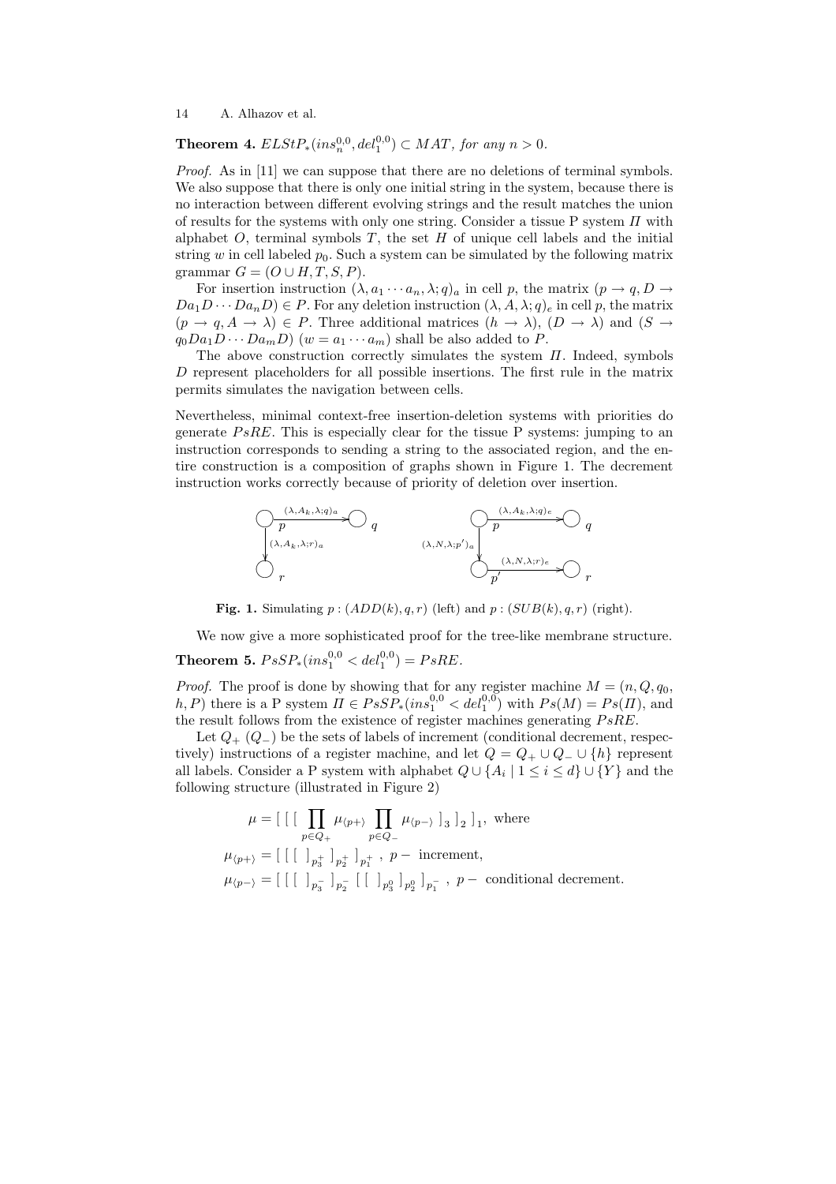**Theorem 4.** $ELStP_*(ins_n^{0,0}, del_1^{0,0}) \subset MAT$, *for any* $n > 0$.

*Proof.* As in [11] we can suppose that there are no deletions of terminal symbols. We also suppose that there is only one initial string in the system, because there is no interaction between different evolving strings and the result matches the union of results for the systems with only one string. Consider a tissue P system $\Pi$ with alphabet $O$, terminal symbols $T$, the set $H$ of unique cell labels and the initial string $w$ in cell labeled $p_0$. Such a system can be simulated by the following matrix grammar $G = (O \cup H, T, S, P)$.

For insertion instruction $(\lambda, a_1 \cdots a_n, \lambda; q)_a$ in cell $p$, the matrix $(p \to q, D \to Da_1 D \cdots Da_n D) \in P$. For any deletion instruction $(\lambda, A, \lambda; q)_e$ in cell $p$, the matrix $(p \to q, A \to \lambda) \in P$. Three additional matrices $(h \to \lambda)$, $(D \to \lambda)$ and $(S \to q_0 Da_1 D \cdots Da_m D)$ $(w = a_1 \cdots a_m)$ shall be also added to $P$.

The above construction correctly simulates the system $\Pi$. Indeed, symbols $D$ represent placeholders for all possible insertions. The first rule in the matrix permits simulates the navigation between cells.

Nevertheless, minimal context-free insertion-deletion systems with priorities do generate $PsRE$. This is especially clear for the tissue P systems: jumping to an instruction corresponds to sending a string to the associated region, and the entire construction is a composition of graphs shown in Figure 1. The decrement instruction works correctly because of priority of deletion over insertion.

**Fig. 1.** Simulating $p : (ADD(k), q, r)$ (left) and $p : (SUB(k), q, r)$ (right).

We now give a more sophisticated proof for the tree-like membrane structure.

**Theorem 5.** $PsSP_*(ins_1^{0,0} < del_1^{0,0}) = PsRE$.

*Proof.* The proof is done by showing that for any register machine $M = (n, Q, q_0, h, P)$ there is a P system $\Pi \in PsSP_*(ins_1^{0,0} < del_1^{0,0})$ with $Ps(M) = Ps(\Pi)$, and the result follows from the existence of register machines generating $PsRE$.

Let $Q_+$ ($Q_-$) be the sets of labels of increment (conditional decrement, respectively) instructions of a register machine, and let $Q = Q_+ \cup Q_- \cup \{h\}$ represent all labels. Consider a P system with alphabet $Q \cup \{A_i \mid 1 \le i \le d\} \cup \{Y\}$ and the following structure (illustrated in Figure 2)

$$\mu = [\ [\ [\ \prod_{p \in Q_+} \mu_{\langle p+ \rangle} \prod_{p \in Q_-} \mu_{\langle p- \rangle}\ ]_3\ ]_2\ ]_1, \text{ where}$$

$$\mu_{\langle p+ \rangle} = [\ [\ [\ \ ]_{p_3^+}\ ]_{p_2^+}\ ]_{p_1^+}\ ,\ p - \text{ increment},$$

$$\mu_{\langle p- \rangle} = [\ [\ [\ \ ]_{p_3^-}\ ]_{p_2^-}\ [\ [\ \ ]_{p_3^0}\ ]_{p_2^0}\ ]_{p_1^-}\ ,\ p - \text{ conditional decrement.}$$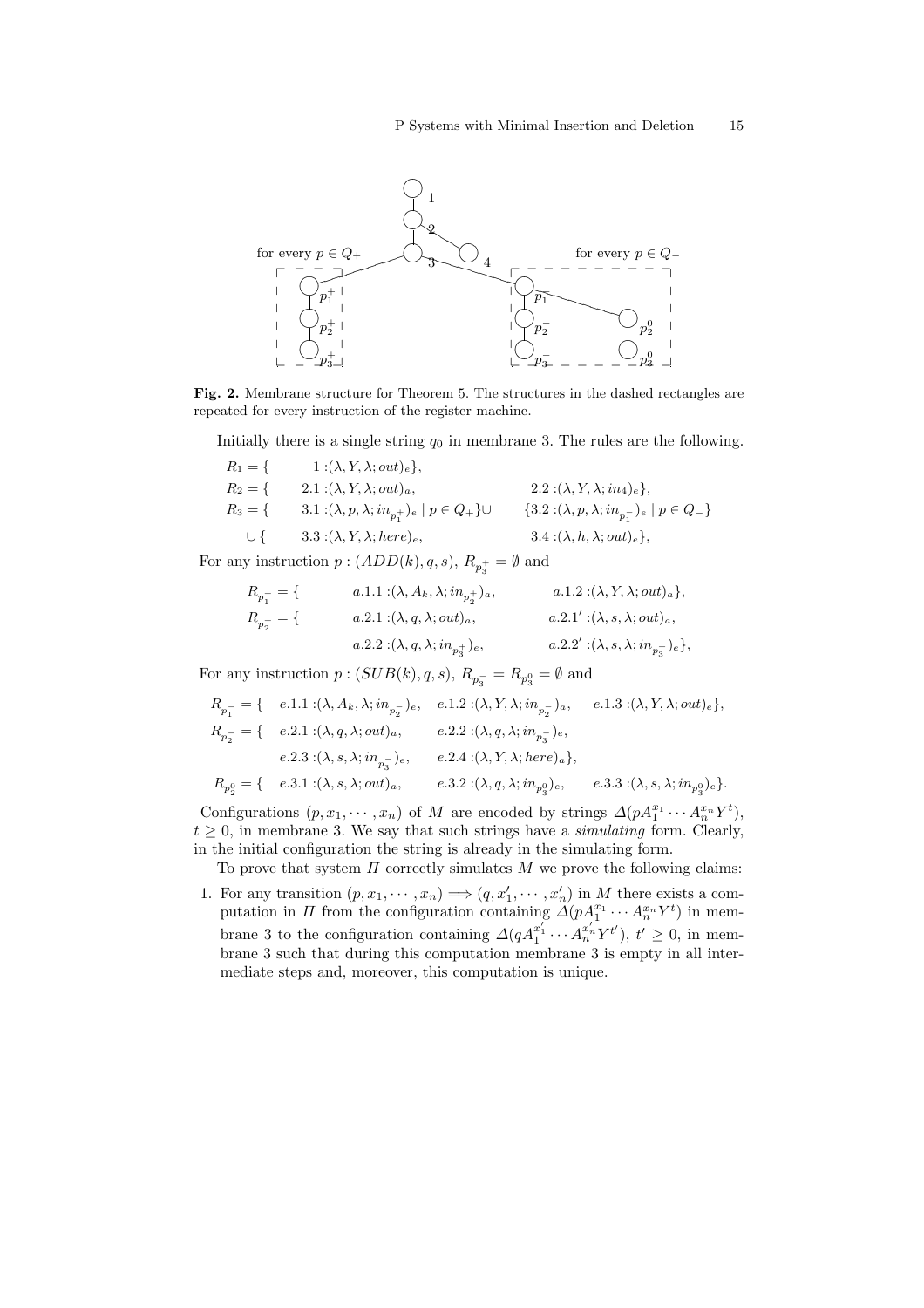**Fig. 2.** Membrane structure for Theorem 5. The structures in the dashed rectangles are repeated for every instruction of the register machine.

Initially there is a single string $q_0$ in membrane 3. The rules are the following.

$$
\begin{aligned}
R_1 = \{ \quad & 1: (\lambda, Y, \lambda; out)_e\}, & & \\
R_2 = \{ \quad & 2.1: (\lambda, Y, \lambda; out)_a, & & 2.2: (\lambda, Y, \lambda; in_4)_e\}, \\
R_3 = \{ \quad & 3.1: (\lambda, p, \lambda; in_{p_1^+})_e \mid p \in Q_+\} \cup & & \{3.2: (\lambda, p, \lambda; in_{p_1^-})_e \mid p \in Q_-\} \\
\cup \{ \quad & 3.3: (\lambda, Y, \lambda; here)_e, & & 3.4: (\lambda, h, \lambda; out)_e\},
\end{aligned}
$$

For any instruction $p : (ADD(k), q, s)$, $R_{p_3^+} = \emptyset$ and

$$
\begin{aligned}
R_{p_1^+} = \{ \quad & a.1.1: (\lambda, A_k, \lambda; in_{p_2^+})_a, & & a.1.2: (\lambda, Y, \lambda; out)_a\}, \\
R_{p_2^+} = \{ \quad & a.2.1: (\lambda, q, \lambda; out)_a, & & a.2.1': (\lambda, s, \lambda; out)_a, \\
& a.2.2: (\lambda, q, \lambda; in_{p_3^+})_e, & & a.2.2': (\lambda, s, \lambda; in_{p_3^+})_e\},
\end{aligned}
$$

For any instruction $p : (SUB(k), q, s)$, $R_{p_3^-} = R_{p_3^0} = \emptyset$ and

$$
\begin{aligned}
R_{p_1^-} = \{ \quad & e.1.1: (\lambda, A_k, \lambda; in_{p_2^-})_e, \quad e.1.2: (\lambda, Y, \lambda; in_{p_2^-})_a, \quad e.1.3: (\lambda, Y, \lambda; out)_e\}, \\
R_{p_2^-} = \{ \quad & e.2.1: (\lambda, q, \lambda; out)_a, \quad e.2.2: (\lambda, q, \lambda; in_{p_3^-})_e, \\
& e.2.3: (\lambda, s, \lambda; in_{p_3^-})_e, \quad e.2.4: (\lambda, Y, \lambda; here)_a\}, \\
R_{p_2^0} = \{ \quad & e.3.1: (\lambda, s, \lambda; out)_a, \quad e.3.2: (\lambda, q, \lambda; in_{p_3^0})_e, \quad e.3.3: (\lambda, s, \lambda; in_{p_3^0})_e\}.
\end{aligned}
$$

Configurations $(p, x_1, \cdots, x_n)$ of $M$ are encoded by strings $\Delta(pA_1^{x_1} \cdots A_n^{x_n} Y^t)$, $t \geq 0$, in membrane 3. We say that such strings have a *simulating* form. Clearly, in the initial configuration the string is already in the simulating form.

To prove that system $\Pi$ correctly simulates $M$ we prove the following claims:

1. For any transition $(p, x_1, \cdots, x_n) \Longrightarrow (q, x_1', \cdots, x_n')$ in $M$ there exists a computation in $\Pi$ from the configuration containing $\Delta(pA_1^{x_1} \cdots A_n^{x_n} Y^t)$ in membrane 3 to the configuration containing $\Delta(qA_1^{x_1'} \cdots A_n^{x_n'} Y^{t'})$, $t' \geq 0$, in membrane 3 such that during this computation membrane 3 is empty in all intermediate steps and, moreover, this computation is unique.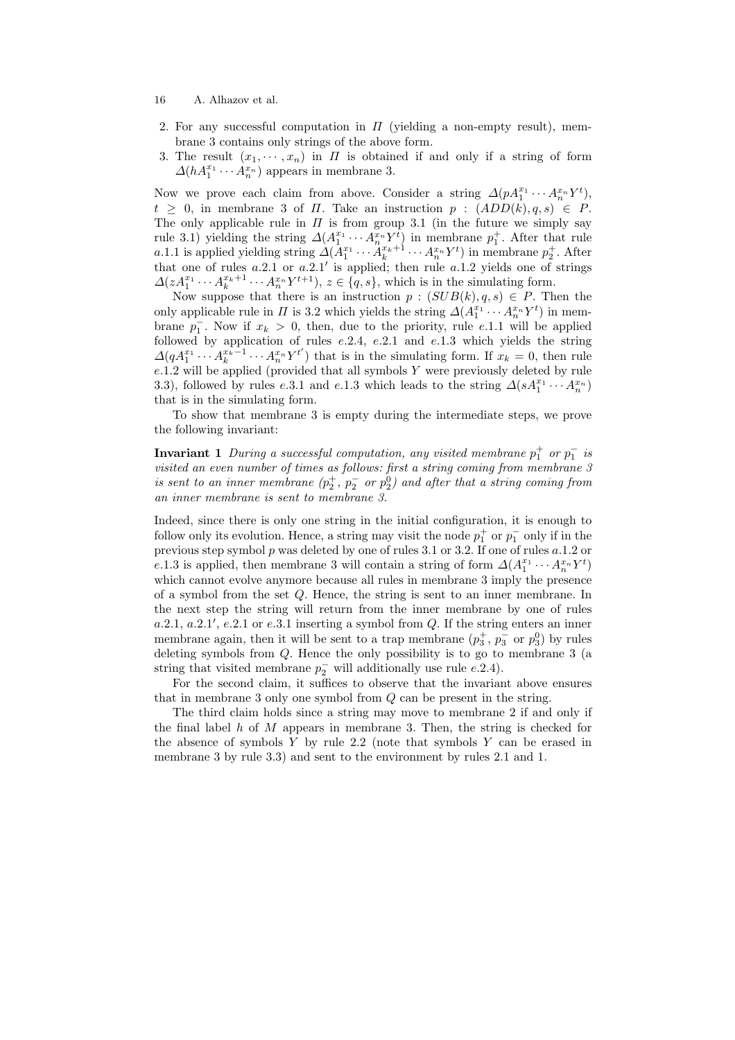2. For any successful computation in $\Pi$ (yielding a non-empty result), membrane 3 contains only strings of the above form.
3. The result $(x_1, \cdots, x_n)$ in $\Pi$ is obtained if and only if a string of form $\Delta(hA_1^{x_1} \cdots A_n^{x_n})$ appears in membrane 3.

Now we prove each claim from above. Consider a string $\Delta(pA_1^{x_1} \cdots A_n^{x_n} Y^t)$, $t \geq 0$, in membrane 3 of $\Pi$. Take an instruction $p : (ADD(k), q, s) \in P$. The only applicable rule in $\Pi$ is from group 3.1 (in the future we simply say rule 3.1) yielding the string $\Delta(A_1^{x_1} \cdots A_n^{x_n} Y^t)$ in membrane $p_1^+$. After that rule $a.1.1$ is applied yielding string $\Delta(A_1^{x_1} \cdots A_k^{x_k+1} \cdots A_n^{x_n} Y^t)$ in membrane $p_2^+$. After that one of rules $a.2.1$ or $a.2.1'$ is applied; then rule $a.1.2$ yields one of strings $\Delta(zA_1^{x_1} \cdots A_k^{x_k+1} \cdots A_n^{x_n} Y^{t+1})$, $z \in \{q, s\}$, which is in the simulating form.

Now suppose that there is an instruction $p : (SUB(k), q, s) \in P$. Then the only applicable rule in $\Pi$ is 3.2 which yields the string $\Delta(A_1^{x_1} \cdots A_n^{x_n} Y^t)$ in membrane $p_1^-$. Now if $x_k > 0$, then, due to the priority, rule $e.1.1$ will be applied followed by application of rules $e.2.4$, $e.2.1$ and $e.1.3$ which yields the string $\Delta(qA_1^{x_1} \cdots A_k^{x_k-1} \cdots A_n^{x_n} Y^{t'})$ that is in the simulating form. If $x_k = 0$, then rule $e.1.2$ will be applied (provided that all symbols $Y$ were previously deleted by rule 3.3), followed by rules $e.3.1$ and $e.1.3$ which leads to the string $\Delta(sA_1^{x_1} \cdots A_n^{x_n})$ that is in the simulating form.

To show that membrane 3 is empty during the intermediate steps, we prove the following invariant:

**Invariant 1** *During a successful computation, any visited membrane $p_1^+$ or $p_1^-$ is visited an even number of times as follows: first a string coming from membrane 3 is sent to an inner membrane ($p_2^+$, $p_2^-$ or $p_2^0$) and after that a string coming from an inner membrane is sent to membrane 3.*

Indeed, since there is only one string in the initial configuration, it is enough to follow only its evolution. Hence, a string may visit the node $p_1^+$ or $p_1^-$ only if in the previous step symbol $p$ was deleted by one of rules 3.1 or 3.2. If one of rules $a.1.2$ or $e.1.3$ is applied, then membrane 3 will contain a string of form $\Delta(A_1^{x_1} \cdots A_n^{x_n} Y^t)$ which cannot evolve anymore because all rules in membrane 3 imply the presence of a symbol from the set $Q$. Hence, the string is sent to an inner membrane. In the next step the string will return from the inner membrane by one of rules $a.2.1$, $a.2.1'$, $e.2.1$ or $e.3.1$ inserting a symbol from $Q$. If the string enters an inner membrane again, then it will be sent to a trap membrane ($p_3^+$, $p_3^-$ or $p_3^0$) by rules deleting symbols from $Q$. Hence the only possibility is to go to membrane 3 (a string that visited membrane $p_2^-$ will additionally use rule $e.2.4$).

For the second claim, it suffices to observe that the invariant above ensures that in membrane 3 only one symbol from $Q$ can be present in the string.

The third claim holds since a string may move to membrane 2 if and only if the final label $h$ of $M$ appears in membrane 3. Then, the string is checked for the absence of symbols $Y$ by rule 2.2 (note that symbols $Y$ can be erased in membrane 3 by rule 3.3) and sent to the environment by rules 2.1 and 1.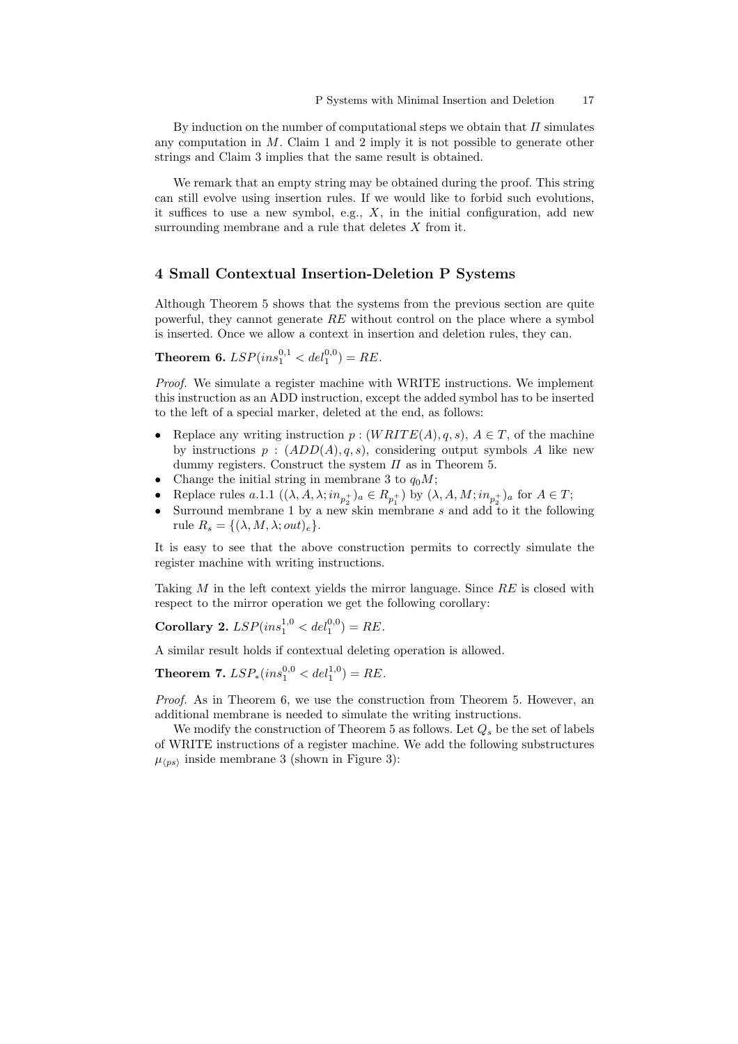By induction on the number of computational steps we obtain that $\Pi$ simulates any computation in $M$. Claim 1 and 2 imply it is not possible to generate other strings and Claim 3 implies that the same result is obtained.

We remark that an empty string may be obtained during the proof. This string can still evolve using insertion rules. If we would like to forbid such evolutions, it suffices to use a new symbol, e.g., $X$, in the initial configuration, add new surrounding membrane and a rule that deletes $X$ from it.

## 4 Small Contextual Insertion-Deletion P Systems

Although Theorem 5 shows that the systems from the previous section are quite powerful, they cannot generate $RE$ without control on the place where a symbol is inserted. Once we allow a context in insertion and deletion rules, they can.

**Theorem 6.** $LSP(ins_1^{0,1} < del_1^{0,0}) = RE$.

*Proof.* We simulate a register machine with WRITE instructions. We implement this instruction as an ADD instruction, except the added symbol has to be inserted to the left of a special marker, deleted at the end, as follows:

- Replace any writing instruction $p : (WRITE(A), q, s)$, $A \in T$, of the machine by instructions $p : (ADD(A), q, s)$, considering output symbols $A$ like new dummy registers. Construct the system $\Pi$ as in Theorem 5.
- Change the initial string in membrane 3 to $q_0 M$;
- Replace rules $a.1.1$ $((\lambda, A, \lambda; in_{p_2^+})_a \in R_{p_1^+})$ by $(\lambda, A, M; in_{p_2^+})_a$ for $A \in T$;
- Surround membrane 1 by a new skin membrane $s$ and add to it the following rule $R_s = \{(\lambda, M, \lambda; out)_e\}$.

It is easy to see that the above construction permits to correctly simulate the register machine with writing instructions.

Taking $M$ in the left context yields the mirror language. Since $RE$ is closed with respect to the mirror operation we get the following corollary:

**Corollary 2.** $LSP(ins_1^{1,0} < del_1^{0,0}) = RE$.

A similar result holds if contextual deleting operation is allowed.

**Theorem 7.** $LSP_*(ins_1^{0,0} < del_1^{1,0}) = RE$.

*Proof.* As in Theorem 6, we use the construction from Theorem 5. However, an additional membrane is needed to simulate the writing instructions.

We modify the construction of Theorem 5 as follows. Let $Q_s$ be the set of labels of WRITE instructions of a register machine. We add the following substructures $\mu_{\langle ps \rangle}$ inside membrane 3 (shown in Figure 3):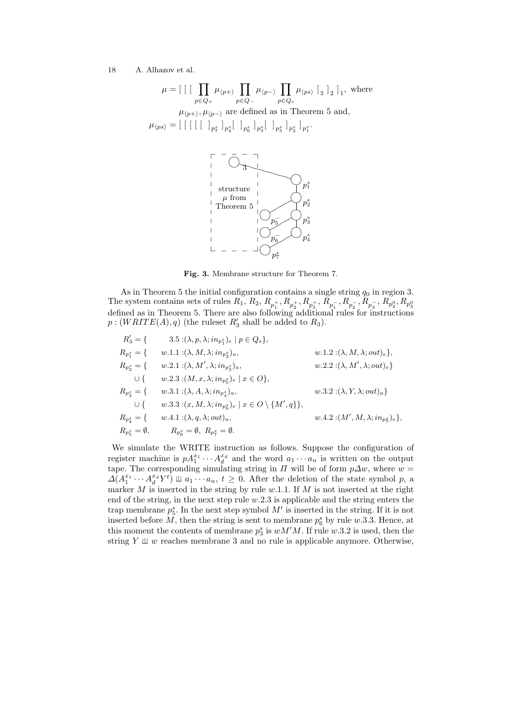$$\mu = [\ [\ [\ \prod_{p \in Q_+} \mu_{\langle p+\rangle} \prod_{p \in Q_-} \mu_{\langle p-\rangle} \prod_{p \in Q_s} \mu_{\langle ps\rangle}\ ]_3\ ]_2\ ]_1, \text{ where}$$

$\mu_{\langle p+\rangle}, \mu_{\langle p-\rangle}$ are defined as in Theorem 5 and,

$$\mu_{\langle ps\rangle} = [\ [\ [\ [\ [\ [\ ]_{p_7^s}\ ]_{p_4^s} [\ ]_{p_6^s}\ ]_{p_3^s} [\ ]_{p_5^s}\ ]_{p_2^s}\ ]_{p_1^s}.$$

**Fig. 3.** Membrane structure for Theorem 7.

As in Theorem 5 the initial configuration contains a single string $q_0$ in region 3. The system contains sets of rules $R_1$, $R_2$, $R_{p_1^+}, R_{p_2^+}, R_{p_3^+}, R_{p_1^-}, R_{p_2^-}, R_{p_3^-}, R_{p_2^0}, R_{p_3^0}$ defined as in Theorem 5. There are also following additional rules for instructions $p : (WRITE(A), q)$ (the ruleset $R_3'$ shall be added to $R_3$).

$$
\begin{aligned}
R_3' = \{ \quad & 3.5 : (\lambda, p, \lambda; in_{p_1^s})_e \mid p \in Q_s\}, \\
R_{p_1^s} = \{ \quad & w.1.1 : (\lambda, M, \lambda; in_{p_2^s})_a, \qquad w.1.2 : (\lambda, M, \lambda; out)_e\}, \\
R_{p_2^s} = \{ \quad & w.2.1 : (\lambda, M', \lambda; in_{p_3^s})_a, \qquad w.2.2 : (\lambda, M', \lambda; out)_e\} \\
\cup \{ \quad & w.2.3 : (M, x, \lambda; in_{p_5^s})_e \mid x \in O\}, \\
R_{p_3^s} = \{ \quad & w.3.1 : (\lambda, A, \lambda; in_{p_4^s})_a, \qquad w.3.2 : (\lambda, Y, \lambda; out)_a\} \\
\cup \{ \quad & w.3.3 : (x, M, \lambda; in_{p_6^s})_e \mid x \in O \setminus \{M', q\}\}, \\
R_{p_4^s} = \{ \quad & w.4.1 : (\lambda, q, \lambda; out)_a, \qquad w.4.2 : (M', M, \lambda; in_{p_7^s})_e\}, \\
R_{p_5^s} = \emptyset, \quad & R_{p_6^s} = \emptyset,\ R_{p_7^s} = \emptyset.
\end{aligned}
$$

We simulate the WRITE instruction as follows. Suppose the configuration of register machine is $pA_1^{x_1} \cdots A_d^{x_d}$ and the word $a_1 \cdots a_n$ is written on the output tape. The corresponding simulating string in $\Pi$ will be of form $p\Delta w$, where $w = \Delta(A_1^{x_1} \cdots A_d^{x_d} Y^t) \sqcup\!\sqcup\ a_1 \cdots a_n$, $t \geq 0$. After the deletion of the state symbol $p$, a marker $M$ is inserted in the string by rule $w.1.1$. If $M$ is not inserted at the right end of the string, in the next step rule $w.2.3$ is applicable and the string enters the trap membrane $p_5^s$. In the next step symbol $M'$ is inserted in the string. If it is not inserted before $M$, then the string is sent to membrane $p_6^s$ by rule $w.3.3$. Hence, at this moment the contents of membrane $p_3^s$ is $wM'M$. If rule $w.3.2$ is used, then the string $Y \sqcup\!\sqcup\ w$ reaches membrane 3 and no rule is applicable anymore. Otherwise,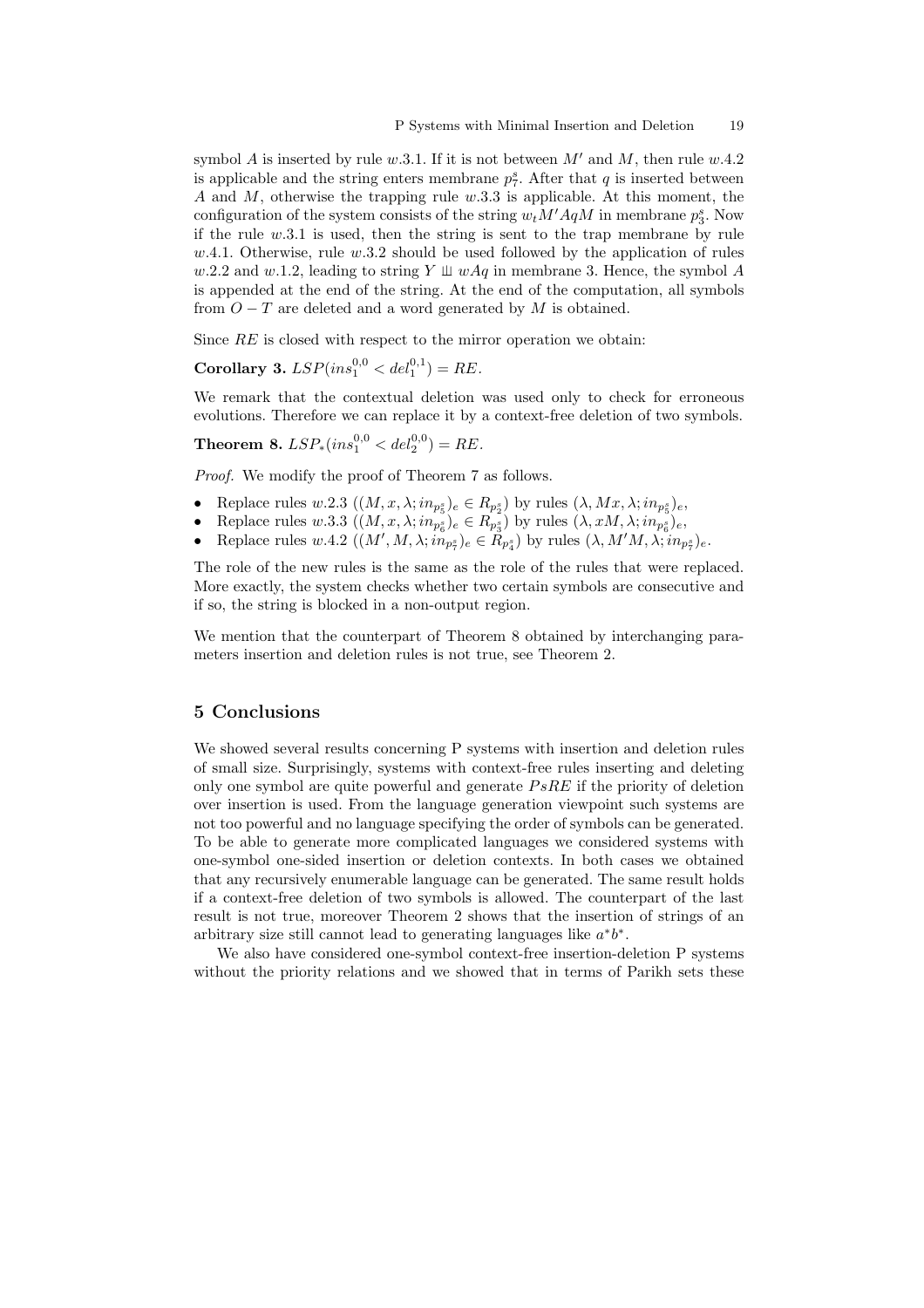symbol $A$ is inserted by rule $w.3.1$. If it is not between $M'$ and $M$, then rule $w.4.2$ is applicable and the string enters membrane $p_7^s$. After that $q$ is inserted between $A$ and $M$, otherwise the trapping rule $w.3.3$ is applicable. At this moment, the configuration of the system consists of the string $w_t M' A q M$ in membrane $p_3^s$. Now if the rule $w.3.1$ is used, then the string is sent to the trap membrane by rule $w.4.1$. Otherwise, rule $w.3.2$ should be used followed by the application of rules $w.2.2$ and $w.1.2$, leading to string $Y \sqcup\!\sqcup\, wAq$ in membrane 3. Hence, the symbol $A$ is appended at the end of the string. At the end of the computation, all symbols from $O - T$ are deleted and a word generated by $M$ is obtained.

Since $RE$ is closed with respect to the mirror operation we obtain:

**Corollary 3.** $LSP(ins_1^{0,0} < del_1^{0,1}) = RE$.

We remark that the contextual deletion was used only to check for erroneous evolutions. Therefore we can replace it by a context-free deletion of two symbols.

**Theorem 8.** $LSP_*(ins_1^{0,0} < del_2^{0,0}) = RE$.

*Proof.* We modify the proof of Theorem 7 as follows.

- Replace rules $w.2.3$ ($(M, x, \lambda; in_{p_5^s})_e \in R_{p_2^s}$) by rules $(\lambda, Mx, \lambda; in_{p_5^s})_e$,
- Replace rules $w.3.3$ ($(M, x, \lambda; in_{p_6^s})_e \in R_{p_3^s}$) by rules $(\lambda, xM, \lambda; in_{p_6^s})_e$,
- Replace rules $w.4.2$ ($(M', M, \lambda; in_{p_7^s})_e \in R_{p_4^s}$) by rules $(\lambda, M'M, \lambda; in_{p_7^s})_e$.

The role of the new rules is the same as the role of the rules that were replaced. More exactly, the system checks whether two certain symbols are consecutive and if so, the string is blocked in a non-output region.

We mention that the counterpart of Theorem 8 obtained by interchanging parameters insertion and deletion rules is not true, see Theorem 2.

## 5 Conclusions

We showed several results concerning P systems with insertion and deletion rules of small size. Surprisingly, systems with context-free rules inserting and deleting only one symbol are quite powerful and generate $PsRE$ if the priority of deletion over insertion is used. From the language generation viewpoint such systems are not too powerful and no language specifying the order of symbols can be generated. To be able to generate more complicated languages we considered systems with one-symbol one-sided insertion or deletion contexts. In both cases we obtained that any recursively enumerable language can be generated. The same result holds if a context-free deletion of two symbols is allowed. The counterpart of the last result is not true, moreover Theorem 2 shows that the insertion of strings of an arbitrary size still cannot lead to generating languages like $a^*b^*$.

We also have considered one-symbol context-free insertion-deletion P systems without the priority relations and we showed that in terms of Parikh sets these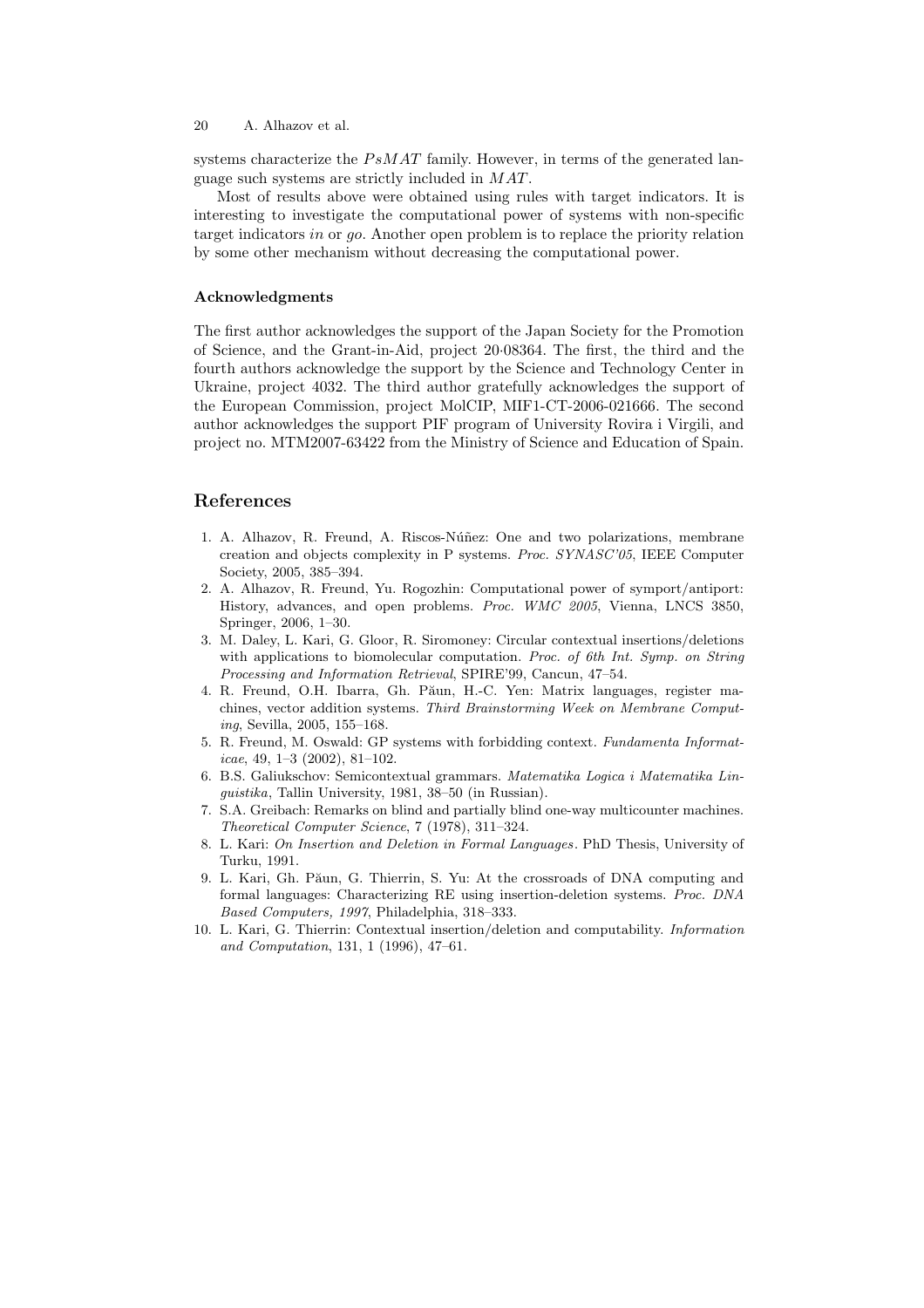systems characterize the $PsMAT$ family. However, in terms of the generated language such systems are strictly included in $MAT$.

Most of results above were obtained using rules with target indicators. It is interesting to investigate the computational power of systems with non-specific target indicators *in* or *go*. Another open problem is to replace the priority relation by some other mechanism without decreasing the computational power.

### Acknowledgments

The first author acknowledges the support of the Japan Society for the Promotion of Science, and the Grant-in-Aid, project 20·08364. The first, the third and the fourth authors acknowledge the support by the Science and Technology Center in Ukraine, project 4032. The third author gratefully acknowledges the support of the European Commission, project MolCIP, MIF1-CT-2006-021666. The second author acknowledges the support PIF program of University Rovira i Virgili, and project no. MTM2007-63422 from the Ministry of Science and Education of Spain.

## References

1. A. Alhazov, R. Freund, A. Riscos-Núñez: One and two polarizations, membrane creation and objects complexity in P systems. *Proc. SYNASC'05*, IEEE Computer Society, 2005, 385–394.
2. A. Alhazov, R. Freund, Yu. Rogozhin: Computational power of symport/antiport: History, advances, and open problems. *Proc. WMC 2005*, Vienna, LNCS 3850, Springer, 2006, 1–30.
3. M. Daley, L. Kari, G. Gloor, R. Siromoney: Circular contextual insertions/deletions with applications to biomolecular computation. *Proc. of 6th Int. Symp. on String Processing and Information Retrieval*, SPIRE'99, Cancun, 47–54.
4. R. Freund, O.H. Ibarra, Gh. Păun, H.-C. Yen: Matrix languages, register machines, vector addition systems. *Third Brainstorming Week on Membrane Computing*, Sevilla, 2005, 155–168.
5. R. Freund, M. Oswald: GP systems with forbidding context. *Fundamenta Informaticae*, 49, 1–3 (2002), 81–102.
6. B.S. Galiukschov: Semicontextual grammars. *Matematika Logica i Matematika Linguistika*, Tallin University, 1981, 38–50 (in Russian).
7. S.A. Greibach: Remarks on blind and partially blind one-way multicounter machines. *Theoretical Computer Science*, 7 (1978), 311–324.
8. L. Kari: *On Insertion and Deletion in Formal Languages*. PhD Thesis, University of Turku, 1991.
9. L. Kari, Gh. Păun, G. Thierrin, S. Yu: At the crossroads of DNA computing and formal languages: Characterizing RE using insertion-deletion systems. *Proc. DNA Based Computers, 1997*, Philadelphia, 318–333.
10. L. Kari, G. Thierrin: Contextual insertion/deletion and computability. *Information and Computation*, 131, 1 (1996), 47–61.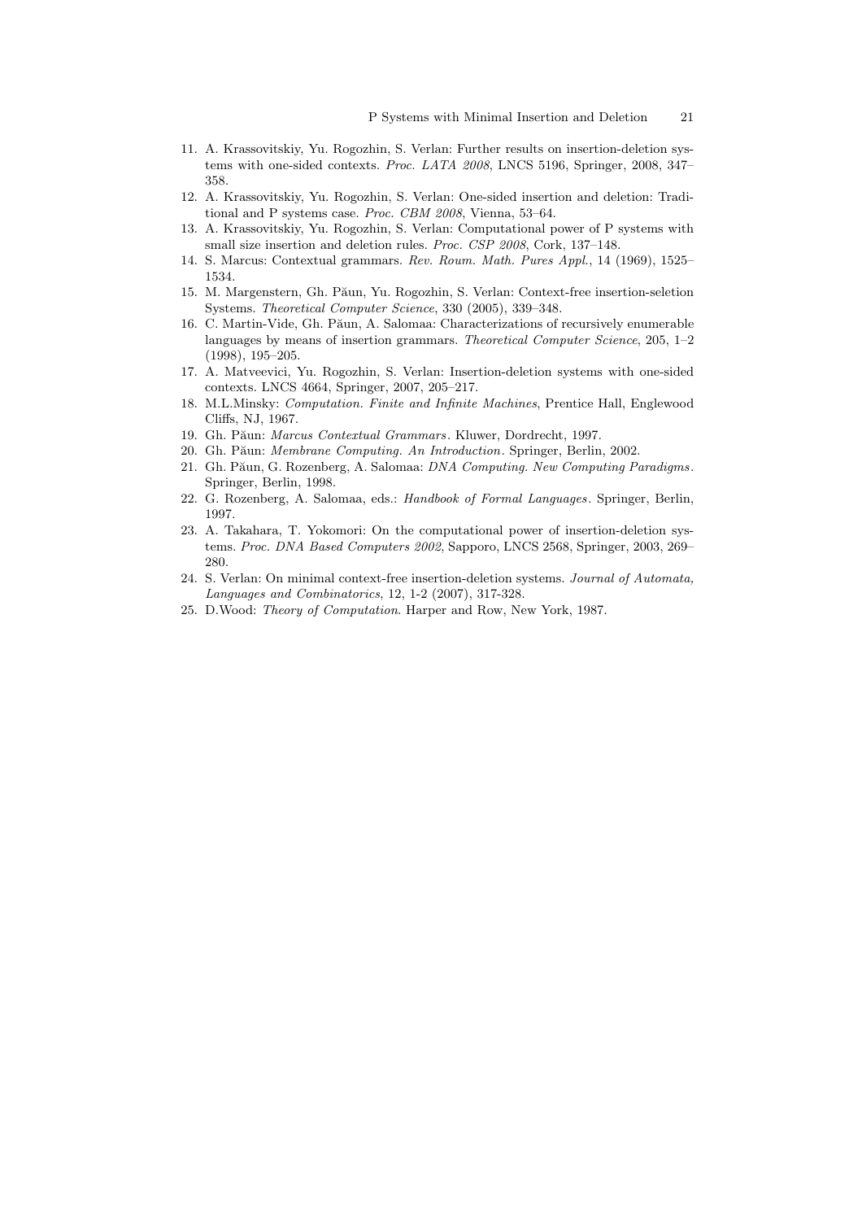11. A. Krassovitskiy, Yu. Rogozhin, S. Verlan: Further results on insertion-deletion systems with one-sided contexts. *Proc. LATA 2008*, LNCS 5196, Springer, 2008, 347–358.
12. A. Krassovitskiy, Yu. Rogozhin, S. Verlan: One-sided insertion and deletion: Traditional and P systems case. *Proc. CBM 2008*, Vienna, 53–64.
13. A. Krassovitskiy, Yu. Rogozhin, S. Verlan: Computational power of P systems with small size insertion and deletion rules. *Proc. CSP 2008*, Cork, 137–148.
14. S. Marcus: Contextual grammars. *Rev. Roum. Math. Pures Appl.*, 14 (1969), 1525–1534.
15. M. Margenstern, Gh. Păun, Yu. Rogozhin, S. Verlan: Context-free insertion-seletion Systems. *Theoretical Computer Science*, 330 (2005), 339–348.
16. C. Martin-Vide, Gh. Păun, A. Salomaa: Characterizations of recursively enumerable languages by means of insertion grammars. *Theoretical Computer Science*, 205, 1–2 (1998), 195–205.
17. A. Matveevici, Yu. Rogozhin, S. Verlan: Insertion-deletion systems with one-sided contexts. LNCS 4664, Springer, 2007, 205–217.
18. M.L.Minsky: *Computation. Finite and Infinite Machines*, Prentice Hall, Englewood Cliffs, NJ, 1967.
19. Gh. Păun: *Marcus Contextual Grammars*. Kluwer, Dordrecht, 1997.
20. Gh. Păun: *Membrane Computing. An Introduction*. Springer, Berlin, 2002.
21. Gh. Păun, G. Rozenberg, A. Salomaa: *DNA Computing. New Computing Paradigms*. Springer, Berlin, 1998.
22. G. Rozenberg, A. Salomaa, eds.: *Handbook of Formal Languages*. Springer, Berlin, 1997.
23. A. Takahara, T. Yokomori: On the computational power of insertion-deletion systems. *Proc. DNA Based Computers 2002*, Sapporo, LNCS 2568, Springer, 2003, 269–280.
24. S. Verlan: On minimal context-free insertion-deletion systems. *Journal of Automata, Languages and Combinatorics*, 12, 1-2 (2007), 317-328.
25. D.Wood: *Theory of Computation*. Harper and Row, New York, 1987.